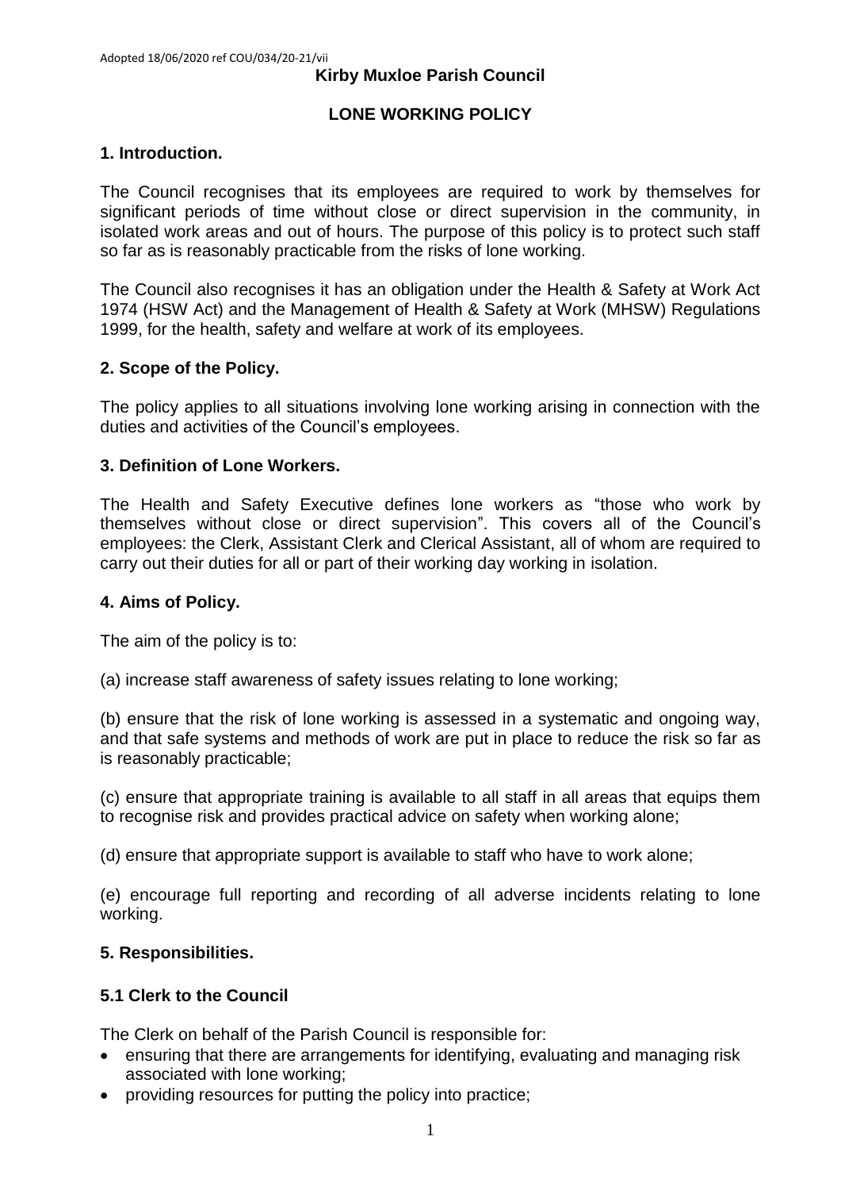Adopted 18/06/2020 ref COU/034/20-21/vii

**Kirby Muxloe Parish Council**

# LONE WORKING POLICY

## 1. Introduction.

The Council recognises that its employees are required to work by themselves for significant periods of time without close or direct supervision in the community, in isolated work areas and out of hours. The purpose of this policy is to protect such staff so far as is reasonably practicable from the risks of lone working.

The Council also recognises it has an obligation under the Health & Safety at Work Act 1974 (HSW Act) and the Management of Health & Safety at Work (MHSW) Regulations 1999, for the health, safety and welfare at work of its employees.

## 2. Scope of the Policy.

The policy applies to all situations involving lone working arising in connection with the duties and activities of the Council's employees.

## 3. Definition of Lone Workers.

The Health and Safety Executive defines lone workers as "those who work by themselves without close or direct supervision". This covers all of the Council's employees: the Clerk, Assistant Clerk and Clerical Assistant, all of whom are required to carry out their duties for all or part of their working day working in isolation.

## 4. Aims of Policy.

The aim of the policy is to:

(a) increase staff awareness of safety issues relating to lone working;

(b) ensure that the risk of lone working is assessed in a systematic and ongoing way, and that safe systems and methods of work are put in place to reduce the risk so far as is reasonably practicable;

(c) ensure that appropriate training is available to all staff in all areas that equips them to recognise risk and provides practical advice on safety when working alone;

(d) ensure that appropriate support is available to staff who have to work alone;

(e) encourage full reporting and recording of all adverse incidents relating to lone working.

## 5. Responsibilities.

### 5.1 Clerk to the Council

The Clerk on behalf of the Parish Council is responsible for:

- ensuring that there are arrangements for identifying, evaluating and managing risk associated with lone working;
- providing resources for putting the policy into practice;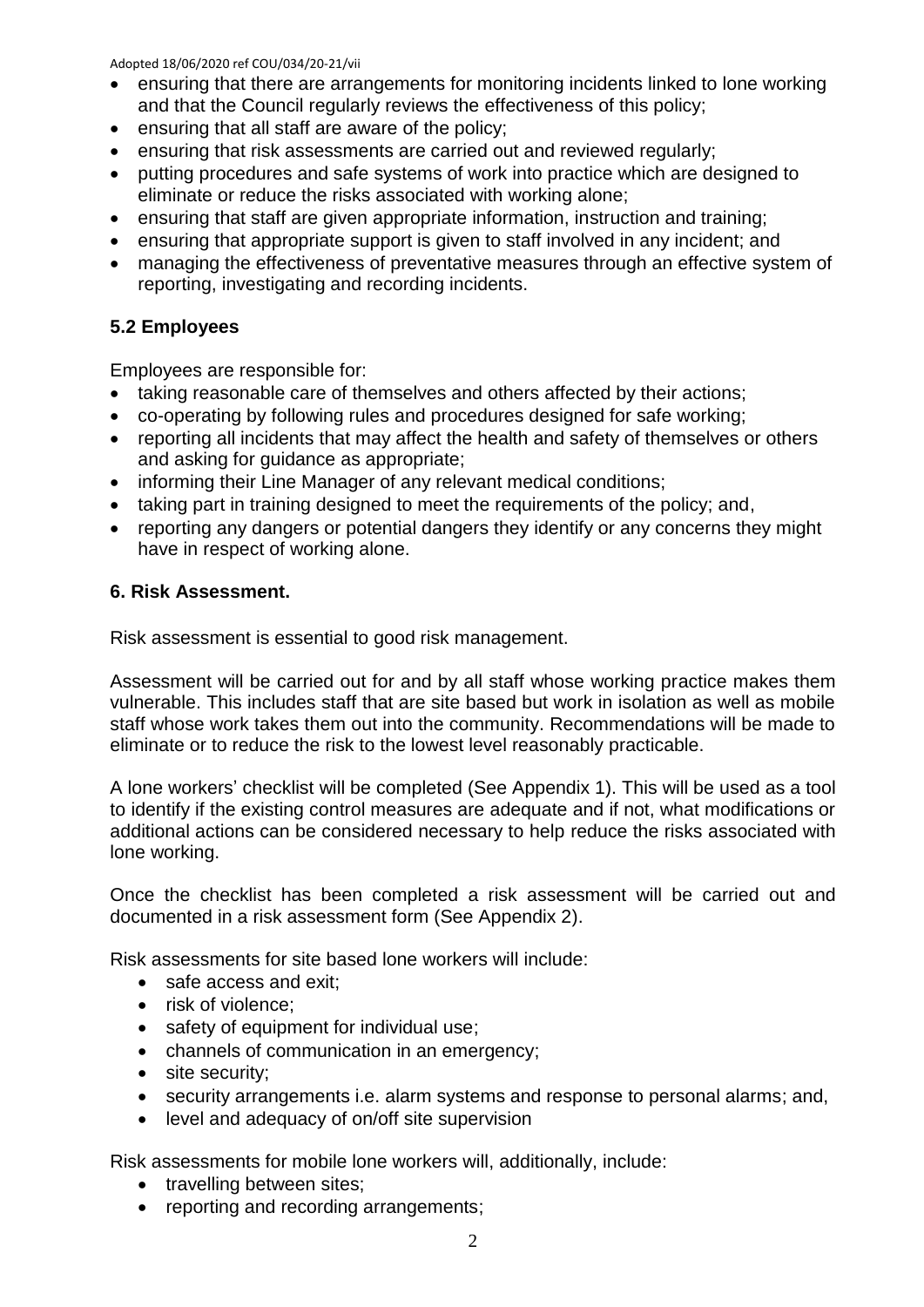- ensuring that there are arrangements for monitoring incidents linked to lone working and that the Council regularly reviews the effectiveness of this policy;
- ensuring that all staff are aware of the policy;
- ensuring that risk assessments are carried out and reviewed regularly;
- putting procedures and safe systems of work into practice which are designed to eliminate or reduce the risks associated with working alone;
- ensuring that staff are given appropriate information, instruction and training;
- ensuring that appropriate support is given to staff involved in any incident; and
- managing the effectiveness of preventative measures through an effective system of reporting, investigating and recording incidents.

### 5.2 Employees

Employees are responsible for:

- taking reasonable care of themselves and others affected by their actions;
- co-operating by following rules and procedures designed for safe working;
- reporting all incidents that may affect the health and safety of themselves or others and asking for guidance as appropriate;
- informing their Line Manager of any relevant medical conditions;
- taking part in training designed to meet the requirements of the policy; and,
- reporting any dangers or potential dangers they identify or any concerns they might have in respect of working alone.

## 6. Risk Assessment.

Risk assessment is essential to good risk management.

Assessment will be carried out for and by all staff whose working practice makes them vulnerable. This includes staff that are site based but work in isolation as well as mobile staff whose work takes them out into the community. Recommendations will be made to eliminate or to reduce the risk to the lowest level reasonably practicable.

A lone workers' checklist will be completed (See Appendix 1). This will be used as a tool to identify if the existing control measures are adequate and if not, what modifications or additional actions can be considered necessary to help reduce the risks associated with lone working.

Once the checklist has been completed a risk assessment will be carried out and documented in a risk assessment form (See Appendix 2).

Risk assessments for site based lone workers will include:

- safe access and exit;
- risk of violence;
- safety of equipment for individual use;
- channels of communication in an emergency;
- site security;
- security arrangements i.e. alarm systems and response to personal alarms; and,
- level and adequacy of on/off site supervision

Risk assessments for mobile lone workers will, additionally, include:

- travelling between sites;
- reporting and recording arrangements;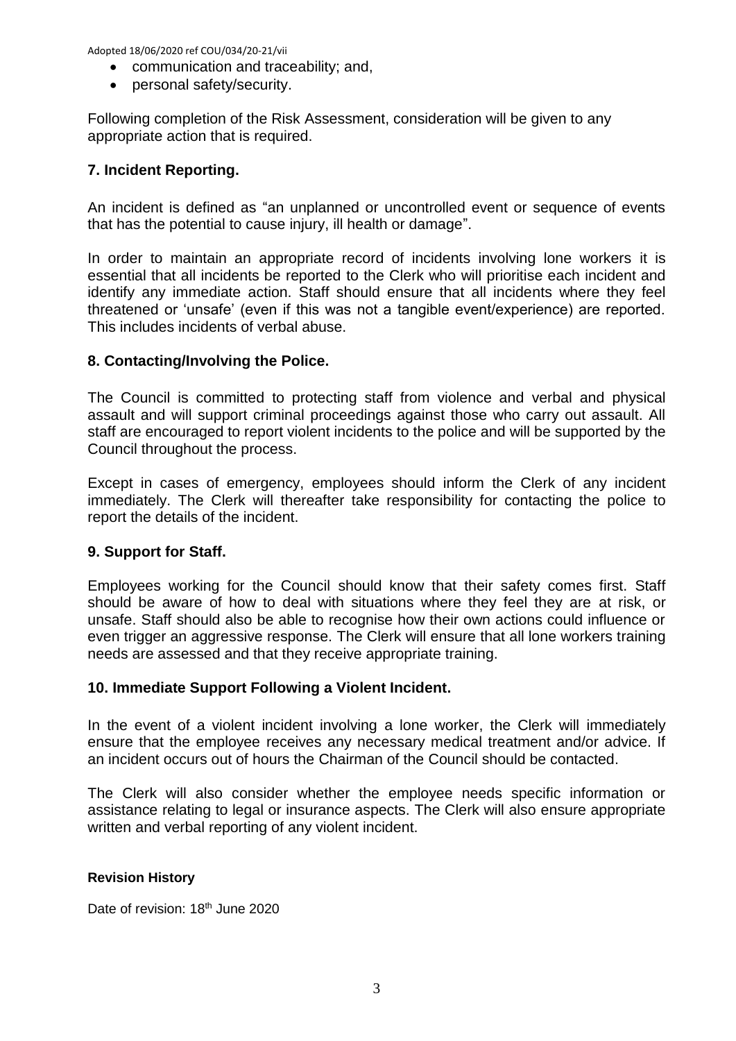- communication and traceability; and,
- personal safety/security.

Following completion of the Risk Assessment, consideration will be given to any appropriate action that is required.

## 7. Incident Reporting.

An incident is defined as "an unplanned or uncontrolled event or sequence of events that has the potential to cause injury, ill health or damage".

In order to maintain an appropriate record of incidents involving lone workers it is essential that all incidents be reported to the Clerk who will prioritise each incident and identify any immediate action. Staff should ensure that all incidents where they feel threatened or 'unsafe' (even if this was not a tangible event/experience) are reported. This includes incidents of verbal abuse.

## 8. Contacting/Involving the Police.

The Council is committed to protecting staff from violence and verbal and physical assault and will support criminal proceedings against those who carry out assault. All staff are encouraged to report violent incidents to the police and will be supported by the Council throughout the process.

Except in cases of emergency, employees should inform the Clerk of any incident immediately. The Clerk will thereafter take responsibility for contacting the police to report the details of the incident.

## 9. Support for Staff.

Employees working for the Council should know that their safety comes first. Staff should be aware of how to deal with situations where they feel they are at risk, or unsafe. Staff should also be able to recognise how their own actions could influence or even trigger an aggressive response. The Clerk will ensure that all lone workers training needs are assessed and that they receive appropriate training.

## 10. Immediate Support Following a Violent Incident.

In the event of a violent incident involving a lone worker, the Clerk will immediately ensure that the employee receives any necessary medical treatment and/or advice. If an incident occurs out of hours the Chairman of the Council should be contacted.

The Clerk will also consider whether the employee needs specific information or assistance relating to legal or insurance aspects. The Clerk will also ensure appropriate written and verbal reporting of any violent incident.

**Revision History**

Date of revision: 18th June 2020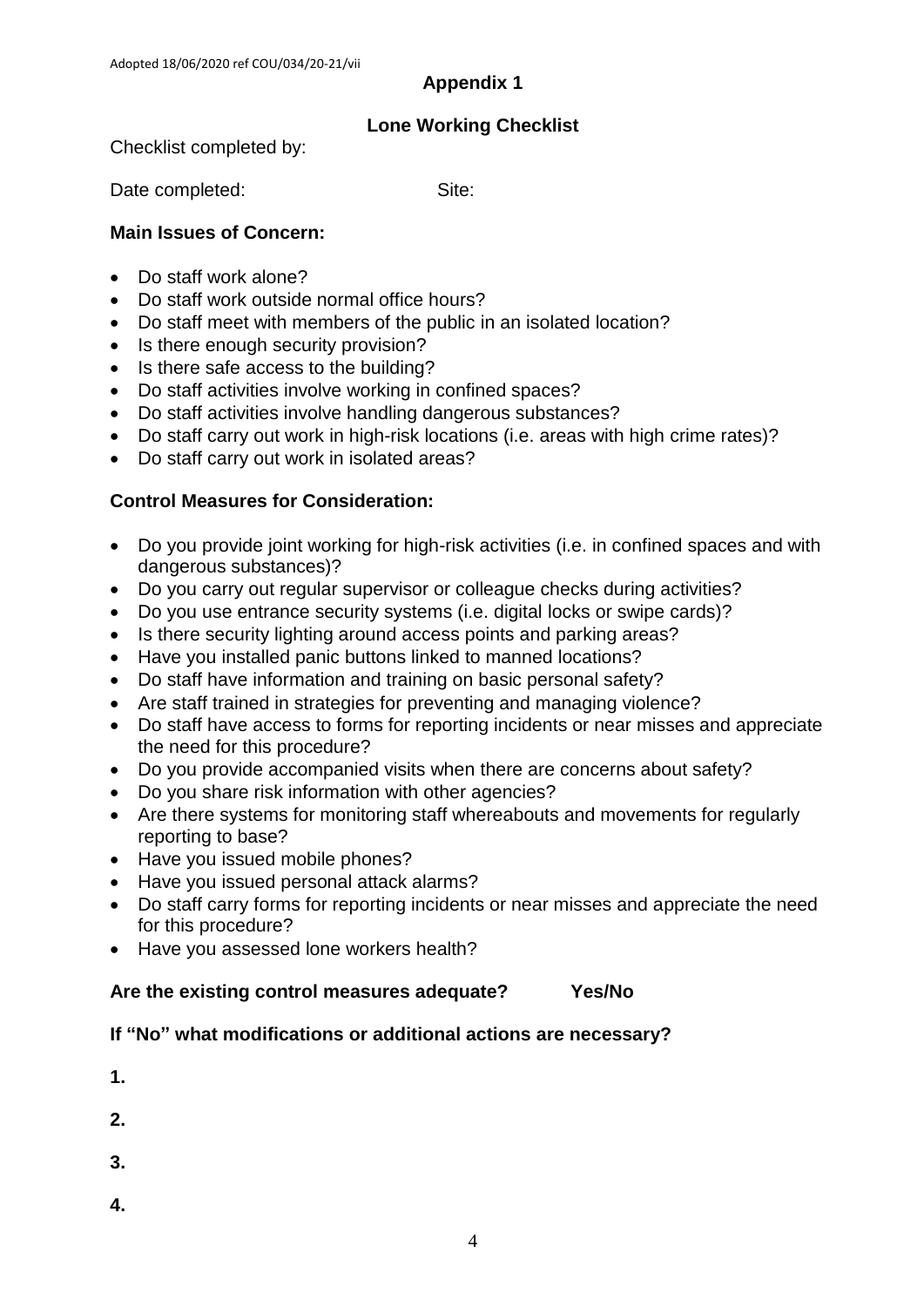**Appendix 1**

**Lone Working Checklist**

Checklist completed by:

Date completed: Site:

**Main Issues of Concern:**

- Do staff work alone?
- Do staff work outside normal office hours?
- Do staff meet with members of the public in an isolated location?
- Is there enough security provision?
- Is there safe access to the building?
- Do staff activities involve working in confined spaces?
- Do staff activities involve handling dangerous substances?
- Do staff carry out work in high-risk locations (i.e. areas with high crime rates)?
- Do staff carry out work in isolated areas?

**Control Measures for Consideration:**

- Do you provide joint working for high-risk activities (i.e. in confined spaces and with dangerous substances)?
- Do you carry out regular supervisor or colleague checks during activities?
- Do you use entrance security systems (i.e. digital locks or swipe cards)?
- Is there security lighting around access points and parking areas?
- Have you installed panic buttons linked to manned locations?
- Do staff have information and training on basic personal safety?
- Are staff trained in strategies for preventing and managing violence?
- Do staff have access to forms for reporting incidents or near misses and appreciate the need for this procedure?
- Do you provide accompanied visits when there are concerns about safety?
- Do you share risk information with other agencies?
- Are there systems for monitoring staff whereabouts and movements for regularly reporting to base?
- Have you issued mobile phones?
- Have you issued personal attack alarms?
- Do staff carry forms for reporting incidents or near misses and appreciate the need for this procedure?
- Have you assessed lone workers health?

**Are the existing control measures adequate? Yes/No**

**If "No" what modifications or additional actions are necessary?**

**1.**

**2.**

**3.**

**4.**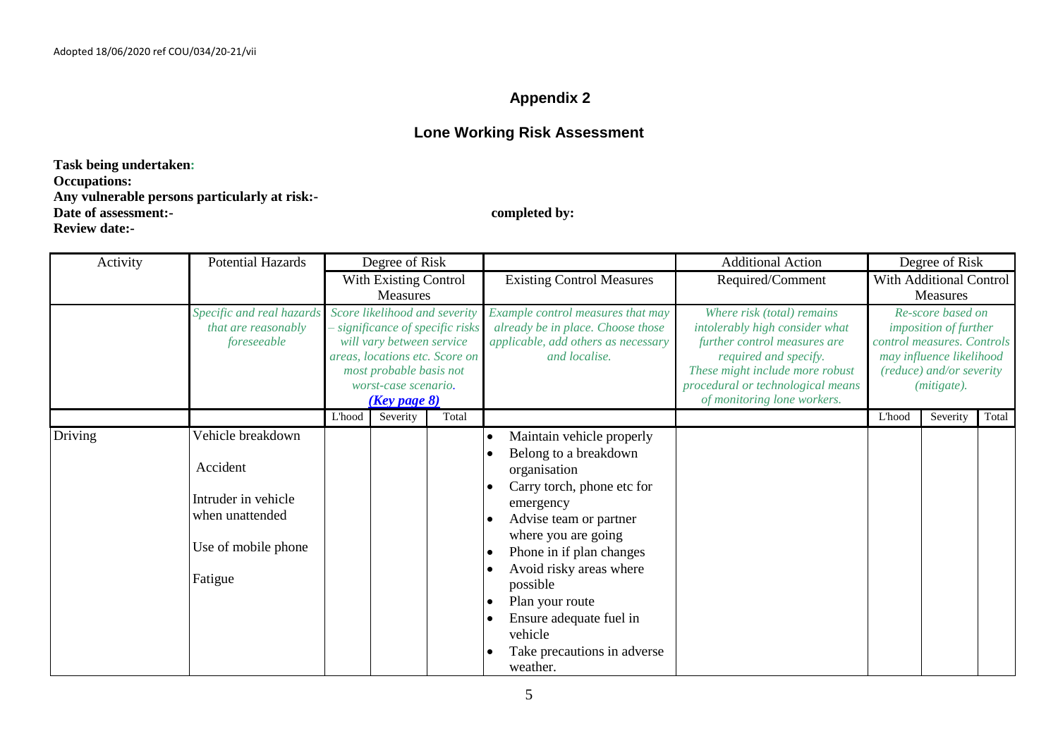Adopted 18/06/2020 ref COU/034/20-21/vii

## Appendix 2

## Lone Working Risk Assessment

**Task being undertaken:**
**Occupations:**
**Any vulnerable persons particularly at risk:-**
**Date of assessment:-** **completed by:**
**Review date:-**

| Activity | Potential Hazards | Degree of Risk With Existing Control Measures | | | Existing Control Measures | Additional Action Required/Comment | Degree of Risk With Additional Control Measures | | |
|---|---|---|---|---|---|---|---|---|---|
| | *Specific and real hazards that are reasonably foreseeable* | *Score likelihood and severity – significance of specific risks will vary between service areas, locations etc. Score on most probable basis not worst-case scenario.* ***(Key page 8)*** | | | *Example control measures that may already be in place. Choose those applicable, add others as necessary and localise.* | *Where risk (total) remains intolerably high consider what further control measures are required and specify. These might include more robust procedural or technological means of monitoring lone workers.* | *Re-score based on imposition of further control measures. Controls may influence likelihood (reduce) and/or severity (mitigate).* | | |
| | | L'hood | Severity | Total | | | L'hood | Severity | Total |
| Driving | Vehicle breakdown<br><br>Accident<br><br>Intruder in vehicle when unattended<br><br>Use of mobile phone<br><br>Fatigue | | | | • Maintain vehicle properly<br>• Belong to a breakdown organisation<br>• Carry torch, phone etc for emergency<br>• Advise team or partner where you are going<br>• Phone in if plan changes<br>• Avoid risky areas where possible<br>• Plan your route<br>• Ensure adequate fuel in vehicle<br>• Take precautions in adverse weather. | | | | |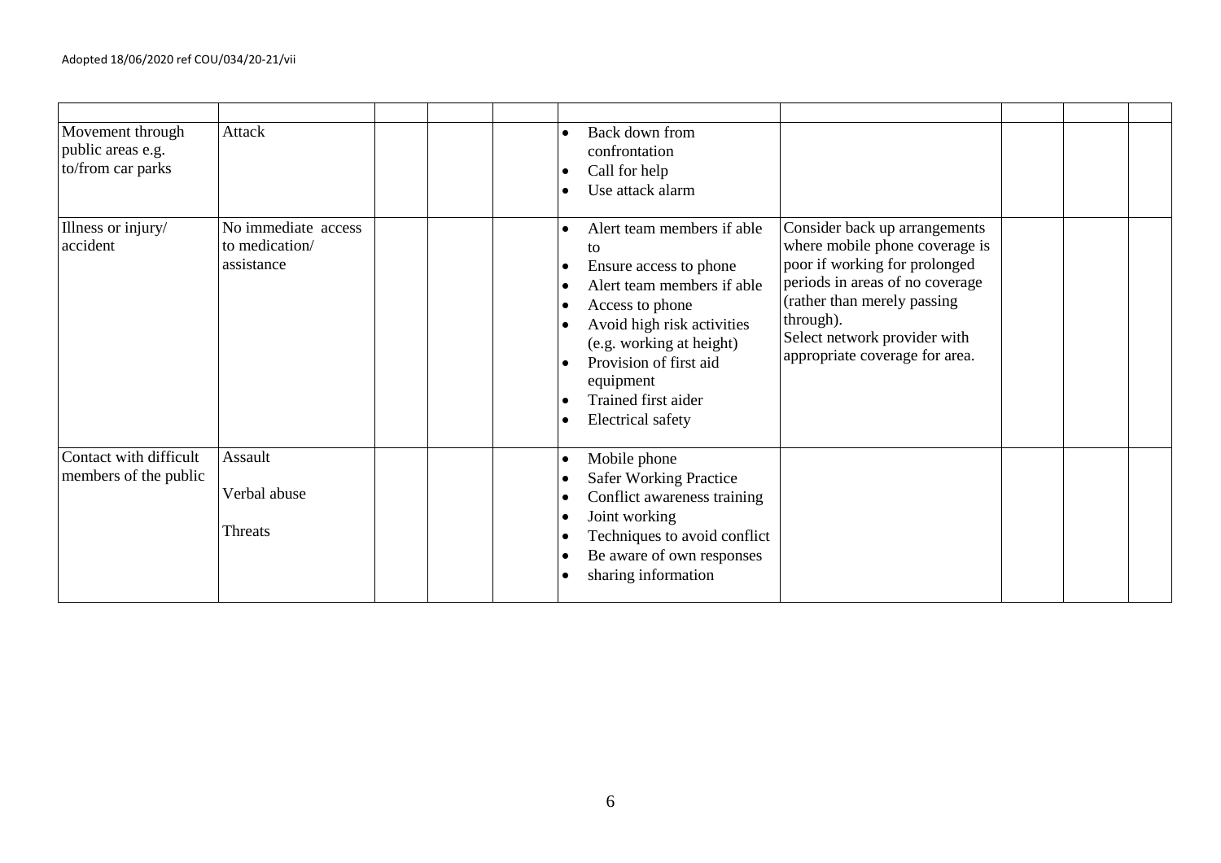Adopted 18/06/2020 ref COU/034/20-21/vii

| | | | | | | | | | |
|---|---|---|---|---|---|---|---|---|---|
| Movement through public areas e.g. to/from car parks | Attack | | | | • Back down from confrontation<br>• Call for help<br>• Use attack alarm | | | | |
| Illness or injury/ accident | No immediate access to medication/ assistance | | | | • Alert team members if able to<br>• Ensure access to phone<br>• Alert team members if able<br>• Access to phone<br>• Avoid high risk activities (e.g. working at height)<br>• Provision of first aid equipment<br>• Trained first aider<br>• Electrical safety | Consider back up arrangements where mobile phone coverage is poor if working for prolonged periods in areas of no coverage (rather than merely passing through).<br>Select network provider with appropriate coverage for area. | | | |
| Contact with difficult members of the public | Assault<br><br>Verbal abuse<br><br>Threats | | | | • Mobile phone<br>• Safer Working Practice<br>• Conflict awareness training<br>• Joint working<br>• Techniques to avoid conflict<br>• Be aware of own responses<br>• sharing information | | | | |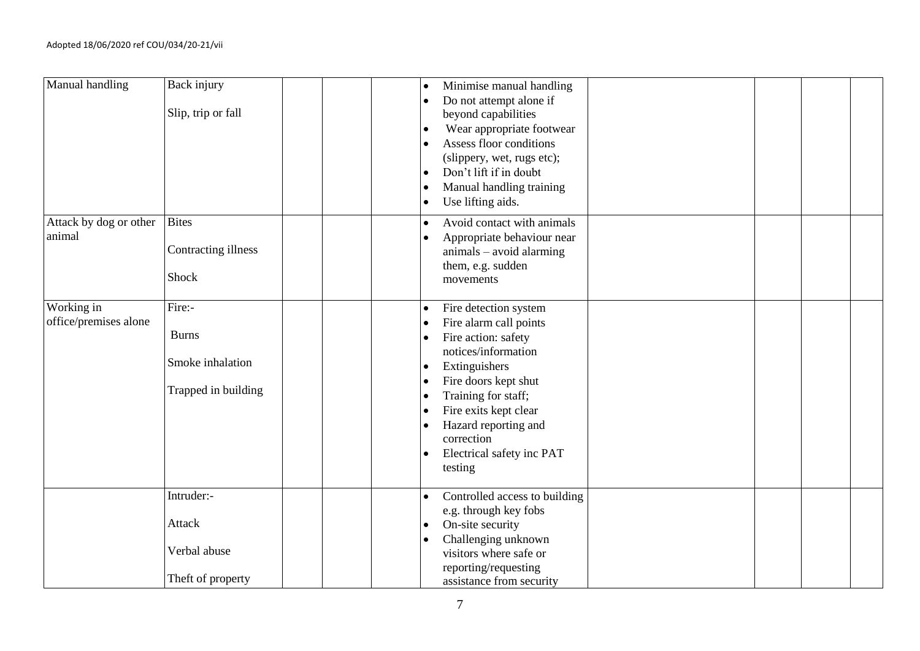| Manual handling | Back injury<br><br>Slip, trip or fall | | | | • Minimise manual handling<br>• Do not attempt alone if beyond capabilities<br>• Wear appropriate footwear<br>• Assess floor conditions (slippery, wet, rugs etc);<br>• Don't lift if in doubt<br>• Manual handling training<br>• Use lifting aids. | | | | |
|---|---|---|---|---|---|---|---|---|---|
| Attack by dog or other animal | Bites<br><br>Contracting illness<br><br>Shock | | | | • Avoid contact with animals<br>• Appropriate behaviour near animals – avoid alarming them, e.g. sudden movements | | | | |
| Working in office/premises alone | Fire:-<br><br>Burns<br><br>Smoke inhalation<br><br>Trapped in building | | | | • Fire detection system<br>• Fire alarm call points<br>• Fire action: safety notices/information<br>• Extinguishers<br>• Fire doors kept shut<br>• Training for staff;<br>• Fire exits kept clear<br>• Hazard reporting and correction<br>• Electrical safety inc PAT testing | | | | |
| | Intruder:-<br><br>Attack<br><br>Verbal abuse<br><br>Theft of property | | | | • Controlled access to building e.g. through key fobs<br>• On-site security<br>• Challenging unknown visitors where safe or reporting/requesting assistance from security | | | | |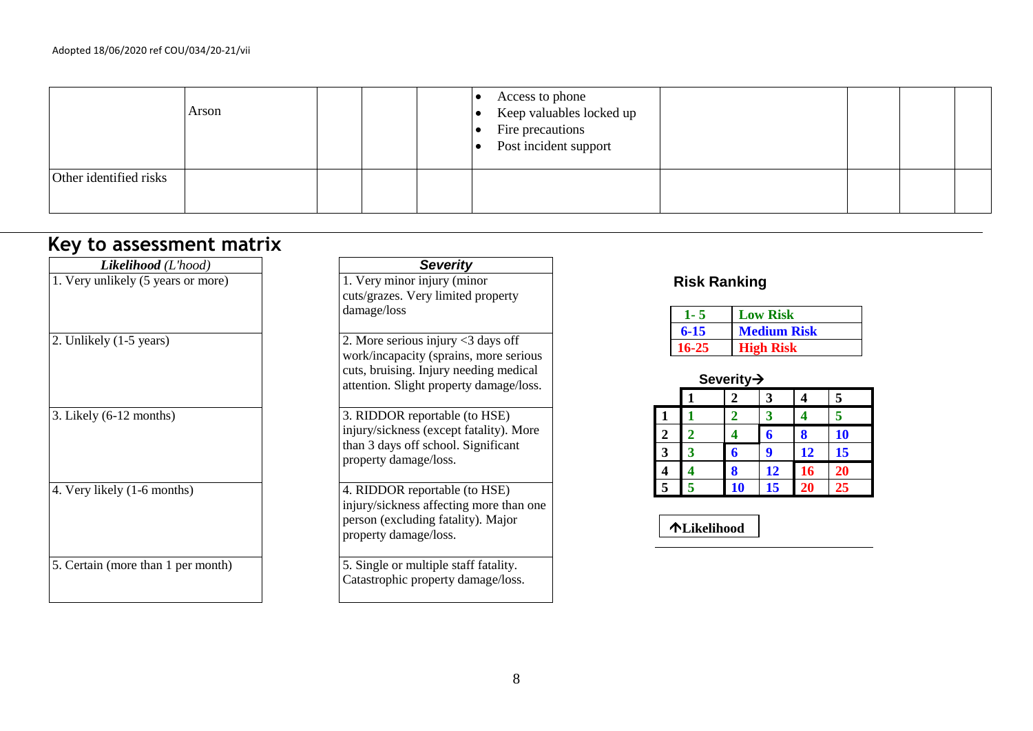Adopted 18/06/2020 ref COU/034/20-21/vii

| | | | | | | | | | |
|---|---|---|---|---|---|---|---|---|---|
| | Arson | | | | • Access to phone<br>• Keep valuables locked up<br>• Fire precautions<br>• Post incident support | | | | |
| Other identified risks | | | | | | | | | |

## Key to assessment matrix

| ***Likelihood** (L'hood)* |
|---|
| 1. Very unlikely (5 years or more) |
| 2. Unlikely (1-5 years) |
| 3. Likely (6-12 months) |
| 4. Very likely (1-6 months) |
| 5. Certain (more than 1 per month) |

| ***Severity*** |
|---|
| 1. Very minor injury (minor cuts/grazes. Very limited property damage/loss |
| 2. More serious injury <3 days off work/incapacity (sprains, more serious cuts, bruising. Injury needing medical attention. Slight property damage/loss. |
| 3. RIDDOR reportable (to HSE) injury/sickness (except fatality). More than 3 days off school. Significant property damage/loss. |
| 4. RIDDOR reportable (to HSE) injury/sickness affecting more than one person (excluding fatality). Major property damage/loss. |
| 5. Single or multiple staff fatality. Catastrophic property damage/loss. |

### Risk Ranking

| | |
|---|---|
| **1- 5** | **Low Risk** |
| **6-15** | **Medium Risk** |
| **16-25** | **High Risk** |

**Severity→**

| | **1** | **2** | **3** | **4** | **5** |
|---|---|---|---|---|---|
| **1** | **1** | **2** | **3** | **4** | **5** |
| **2** | **2** | **4** | **6** | **8** | **10** |
| **3** | **3** | **6** | **9** | **12** | **15** |
| **4** | **4** | **8** | **12** | **16** | **20** |
| **5** | **5** | **10** | **15** | **20** | **25** |

**↑Likelihood**